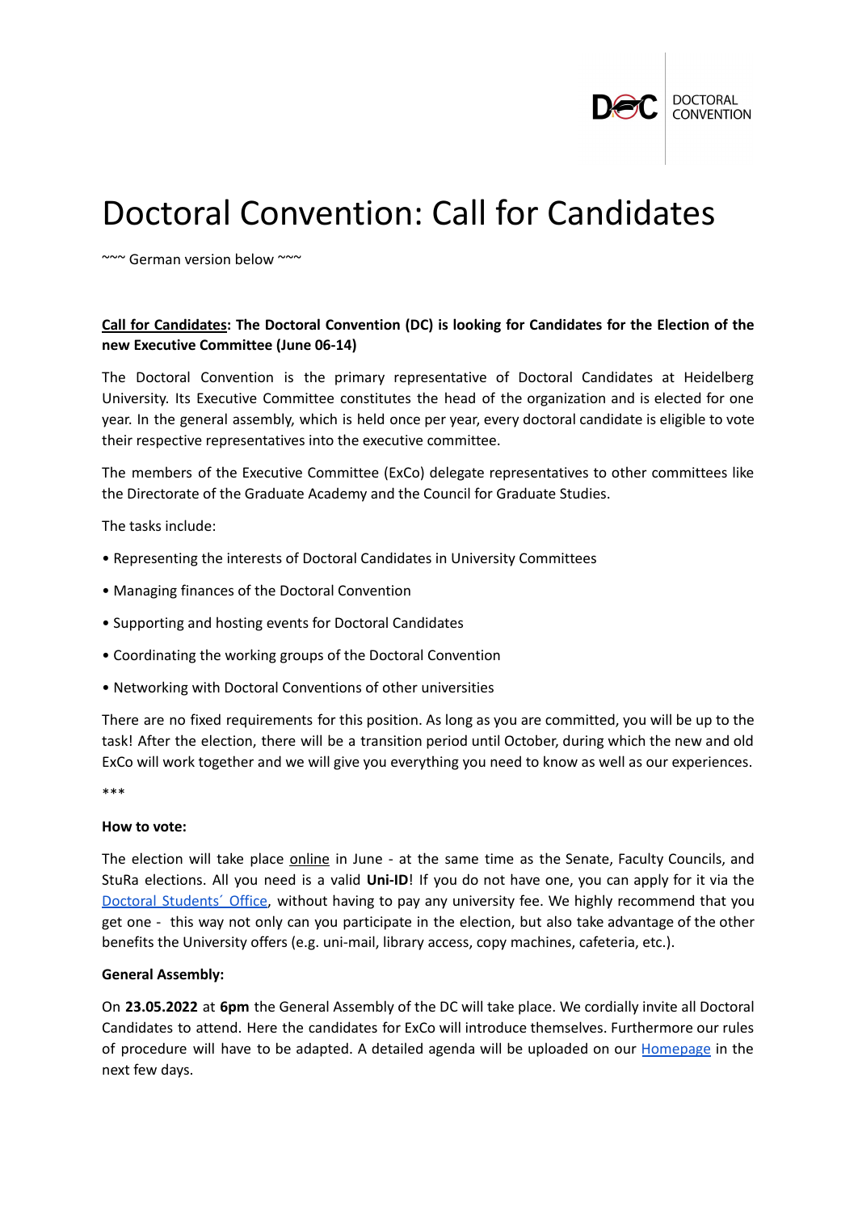# Doctoral Convention: Call for Candidates

~~~ German version below ~~~

**Call for Candidates: The Doctoral Convention (DC) is looking for Candidates for the Election of the new Executive Committee (June 06-14)**

The Doctoral Convention is the primary representative of Doctoral Candidates at Heidelberg University. Its Executive Committee constitutes the head of the organization and is elected for one year. In the general assembly, which is held once per year, every doctoral candidate is eligible to vote their respective representatives into the executive committee.

The members of the Executive Committee (ExCo) delegate representatives to other committees like the Directorate of the Graduate Academy and the Council for Graduate Studies.

The tasks include:

- Representing the interests of Doctoral Candidates in University Committees
- Managing finances of the Doctoral Convention
- Supporting and hosting events for Doctoral Candidates
- Coordinating the working groups of the Doctoral Convention
- Networking with Doctoral Conventions of other universities

There are no fixed requirements for this position. As long as you are committed, you will be up to the task! After the election, there will be a transition period until October, during which the new and old ExCo will work together and we will give you everything you need to know as well as our experiences.

***

**How to vote:**

The election will take place online in June - at the same time as the Senate, Faculty Councils, and StuRa elections. All you need is a valid **Uni-ID**! If you do not have one, you can apply for it via the Doctoral Students´ Office, without having to pay any university fee. We highly recommend that you get one - this way not only can you participate in the election, but also take advantage of the other benefits the University offers (e.g. uni-mail, library access, copy machines, cafeteria, etc.).

**General Assembly:**

On **23.05.2022** at **6pm** the General Assembly of the DC will take place. We cordially invite all Doctoral Candidates to attend. Here the candidates for ExCo will introduce themselves. Furthermore our rules of procedure will have to be adapted. A detailed agenda will be uploaded on our Homepage in the next few days.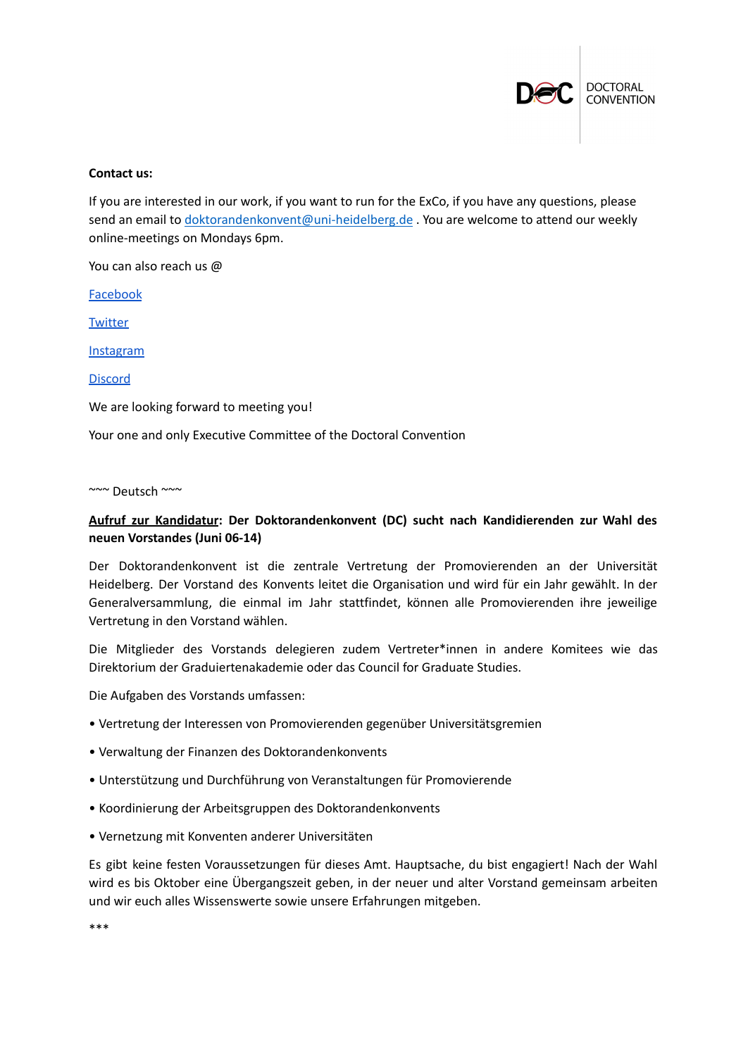**Contact us:**

If you are interested in our work, if you want to run for the ExCo, if you have any questions, please send an email to doktorandenkonvent@uni-heidelberg.de . You are welcome to attend our weekly online-meetings on Mondays 6pm.

You can also reach us @

Facebook

Twitter

Instagram

Discord

We are looking forward to meeting you!

Your one and only Executive Committee of the Doctoral Convention

~~~ Deutsch ~~~

**Aufruf zur Kandidatur: Der Doktorandenkonvent (DC) sucht nach Kandidierenden zur Wahl des neuen Vorstandes (Juni 06-14)**

Der Doktorandenkonvent ist die zentrale Vertretung der Promovierenden an der Universität Heidelberg. Der Vorstand des Konvents leitet die Organisation und wird für ein Jahr gewählt. In der Generalversammlung, die einmal im Jahr stattfindet, können alle Promovierenden ihre jeweilige Vertretung in den Vorstand wählen.

Die Mitglieder des Vorstands delegieren zudem Vertreter*innen in andere Komitees wie das Direktorium der Graduiertenakademie oder das Council for Graduate Studies.

Die Aufgaben des Vorstands umfassen:

- Vertretung der Interessen von Promovierenden gegenüber Universitätsgremien
- Verwaltung der Finanzen des Doktorandenkonvents
- Unterstützung und Durchführung von Veranstaltungen für Promovierende
- Koordinierung der Arbeitsgruppen des Doktorandenkonvents
- Vernetzung mit Konventen anderer Universitäten

Es gibt keine festen Voraussetzungen für dieses Amt. Hauptsache, du bist engagiert! Nach der Wahl wird es bis Oktober eine Übergangszeit geben, in der neuer und alter Vorstand gemeinsam arbeiten und wir euch alles Wissenswerte sowie unsere Erfahrungen mitgeben.

***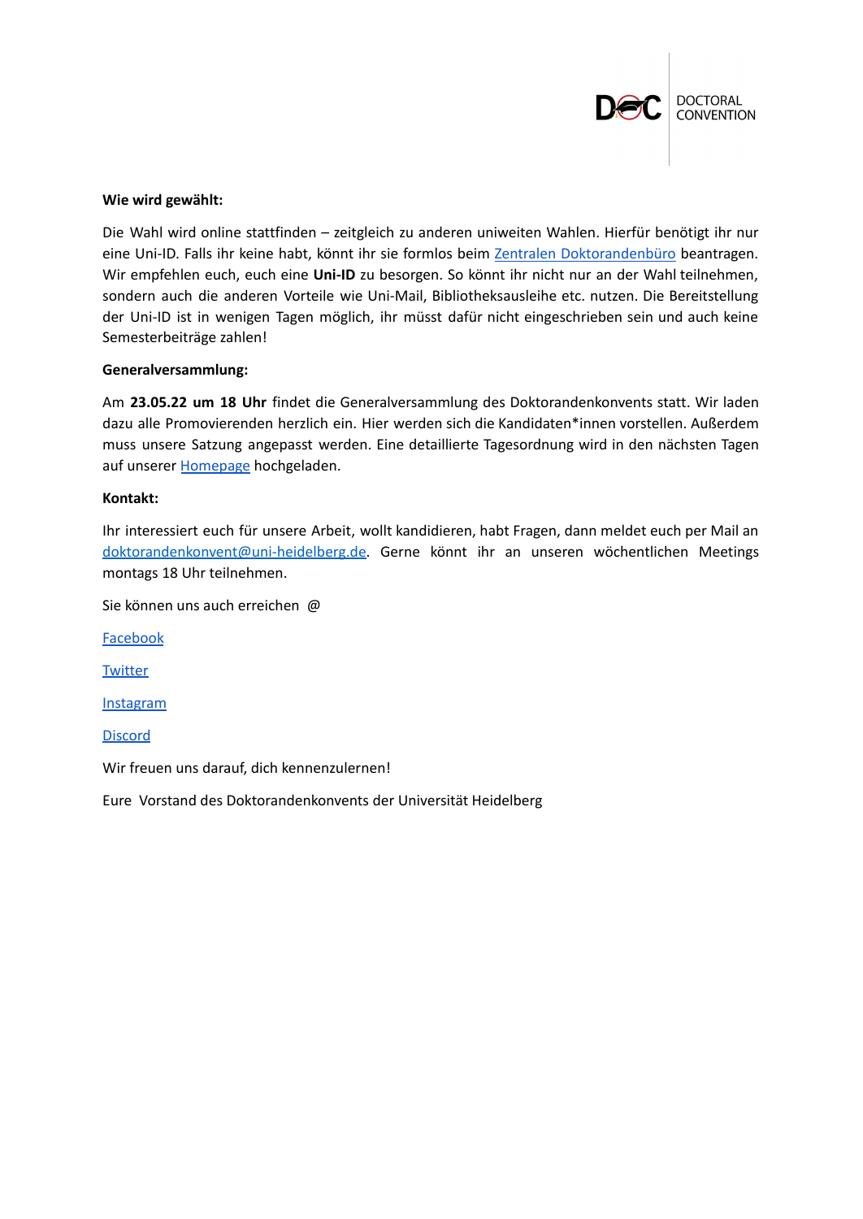**Wie wird gewählt:**

Die Wahl wird online stattfinden – zeitgleich zu anderen uniweiten Wahlen. Hierfür benötigt ihr nur eine Uni-ID. Falls ihr keine habt, könnt ihr sie formlos beim Zentralen Doktorandenbüro beantragen. Wir empfehlen euch, euch eine **Uni-ID** zu besorgen. So könnt ihr nicht nur an der Wahl teilnehmen, sondern auch die anderen Vorteile wie Uni-Mail, Bibliotheksausleihe etc. nutzen. Die Bereitstellung der Uni-ID ist in wenigen Tagen möglich, ihr müsst dafür nicht eingeschrieben sein und auch keine Semesterbeiträge zahlen!

**Generalversammlung:**

Am **23.05.22 um 18 Uhr** findet die Generalversammlung des Doktorandenkonvents statt. Wir laden dazu alle Promovierenden herzlich ein. Hier werden sich die Kandidaten*innen vorstellen. Außerdem muss unsere Satzung angepasst werden. Eine detaillierte Tagesordnung wird in den nächsten Tagen auf unserer Homepage hochgeladen.

**Kontakt:**

Ihr interessiert euch für unsere Arbeit, wollt kandidieren, habt Fragen, dann meldet euch per Mail an doktorandenkonvent@uni-heidelberg.de. Gerne könnt ihr an unseren wöchentlichen Meetings montags 18 Uhr teilnehmen.

Sie können uns auch erreichen @

Facebook

Twitter

Instagram

Discord

Wir freuen uns darauf, dich kennenzulernen!

Eure Vorstand des Doktorandenkonvents der Universität Heidelberg